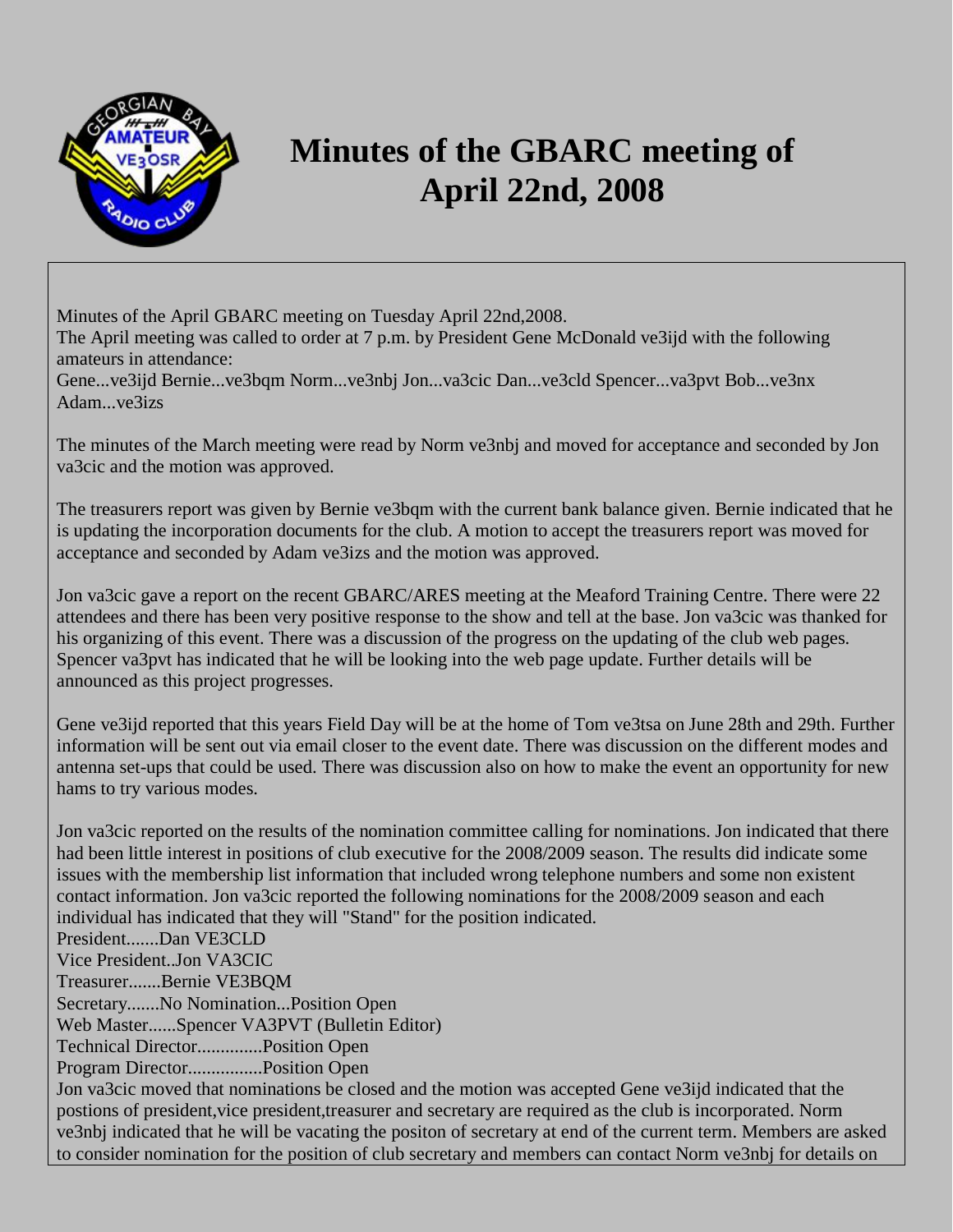# Minutes of the GBARC meeting of April 22nd, 2008

Minutes of the April GBARC meeting on Tuesday April 22nd,2008.
The April meeting was called to order at 7 p.m. by President Gene McDonald ve3ijd with the following amateurs in attendance:
Gene...ve3ijd Bernie...ve3bqm Norm...ve3nbj Jon...va3cic Dan...ve3cld Spencer...va3pvt Bob...ve3nx Adam...ve3izs

The minutes of the March meeting were read by Norm ve3nbj and moved for acceptance and seconded by Jon va3cic and the motion was approved.

The treasurers report was given by Bernie ve3bqm with the current bank balance given. Bernie indicated that he is updating the incorporation documents for the club. A motion to accept the treasurers report was moved for acceptance and seconded by Adam ve3izs and the motion was approved.

Jon va3cic gave a report on the recent GBARC/ARES meeting at the Meaford Training Centre. There were 22 attendees and there has been very positive response to the show and tell at the base. Jon va3cic was thanked for his organizing of this event. There was a discussion of the progress on the updating of the club web pages. Spencer va3pvt has indicated that he will be looking into the web page update. Further details will be announced as this project progresses.

Gene ve3ijd reported that this years Field Day will be at the home of Tom ve3tsa on June 28th and 29th. Further information will be sent out via email closer to the event date. There was discussion on the different modes and antenna set-ups that could be used. There was discussion also on how to make the event an opportunity for new hams to try various modes.

Jon va3cic reported on the results of the nomination committee calling for nominations. Jon indicated that there had been little interest in positions of club executive for the 2008/2009 season. The results did indicate some issues with the membership list information that included wrong telephone numbers and some non existent contact information. Jon va3cic reported the following nominations for the 2008/2009 season and each individual has indicated that they will "Stand" for the position indicated.
President.......Dan VE3CLD
Vice President..Jon VA3CIC
Treasurer.......Bernie VE3BQM
Secretary.......No Nomination...Position Open
Web Master......Spencer VA3PVT (Bulletin Editor)
Technical Director.............Position Open
Program Director................Position Open
Jon va3cic moved that nominations be closed and the motion was accepted Gene ve3ijd indicated that the postions of president,vice president,treasurer and secretary are required as the club is incorporated. Norm ve3nbj indicated that he will be vacating the positon of secretary at end of the current term. Members are asked to consider nomination for the position of club secretary and members can contact Norm ve3nbj for details on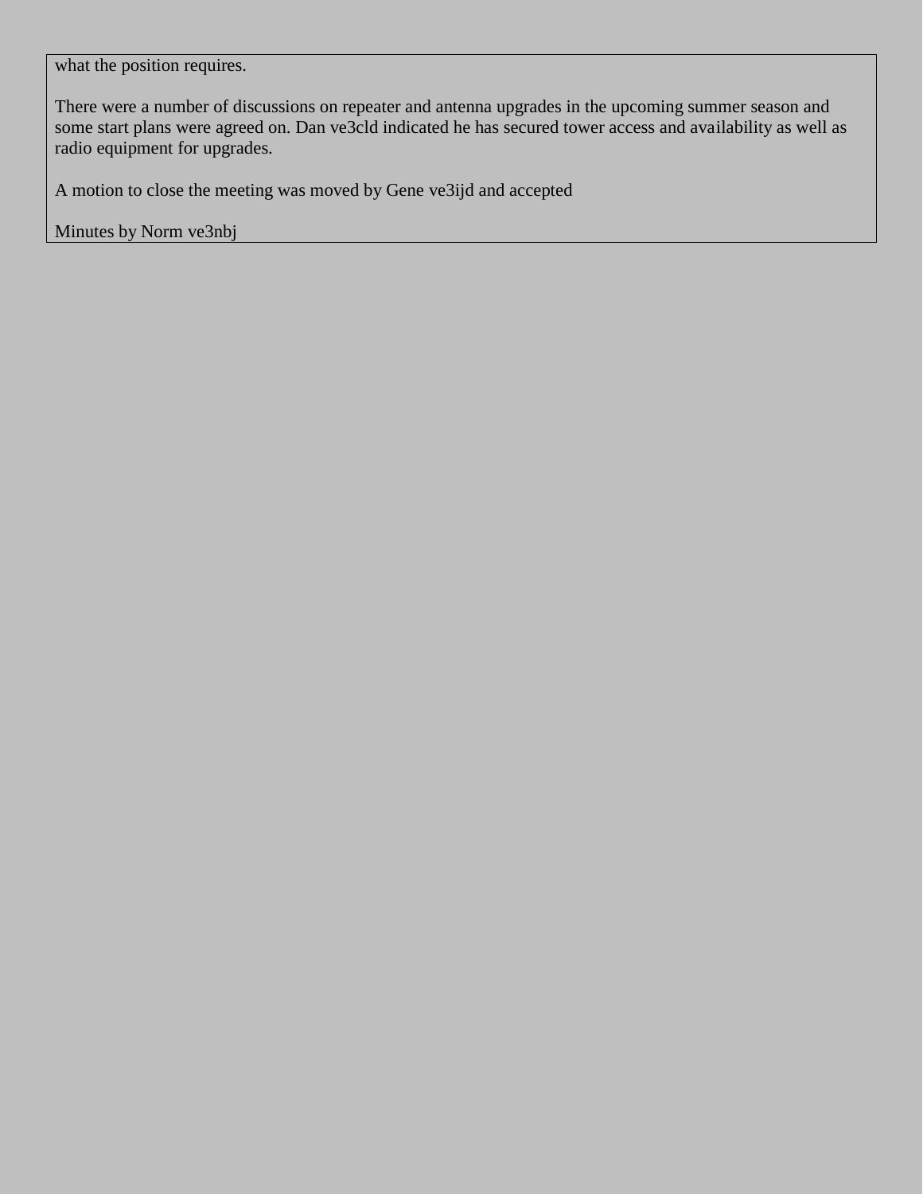what the position requires.

There were a number of discussions on repeater and antenna upgrades in the upcoming summer season and some start plans were agreed on. Dan ve3cld indicated he has secured tower access and availability as well as radio equipment for upgrades.

A motion to close the meeting was moved by Gene ve3ijd and accepted

Minutes by Norm ve3nbj